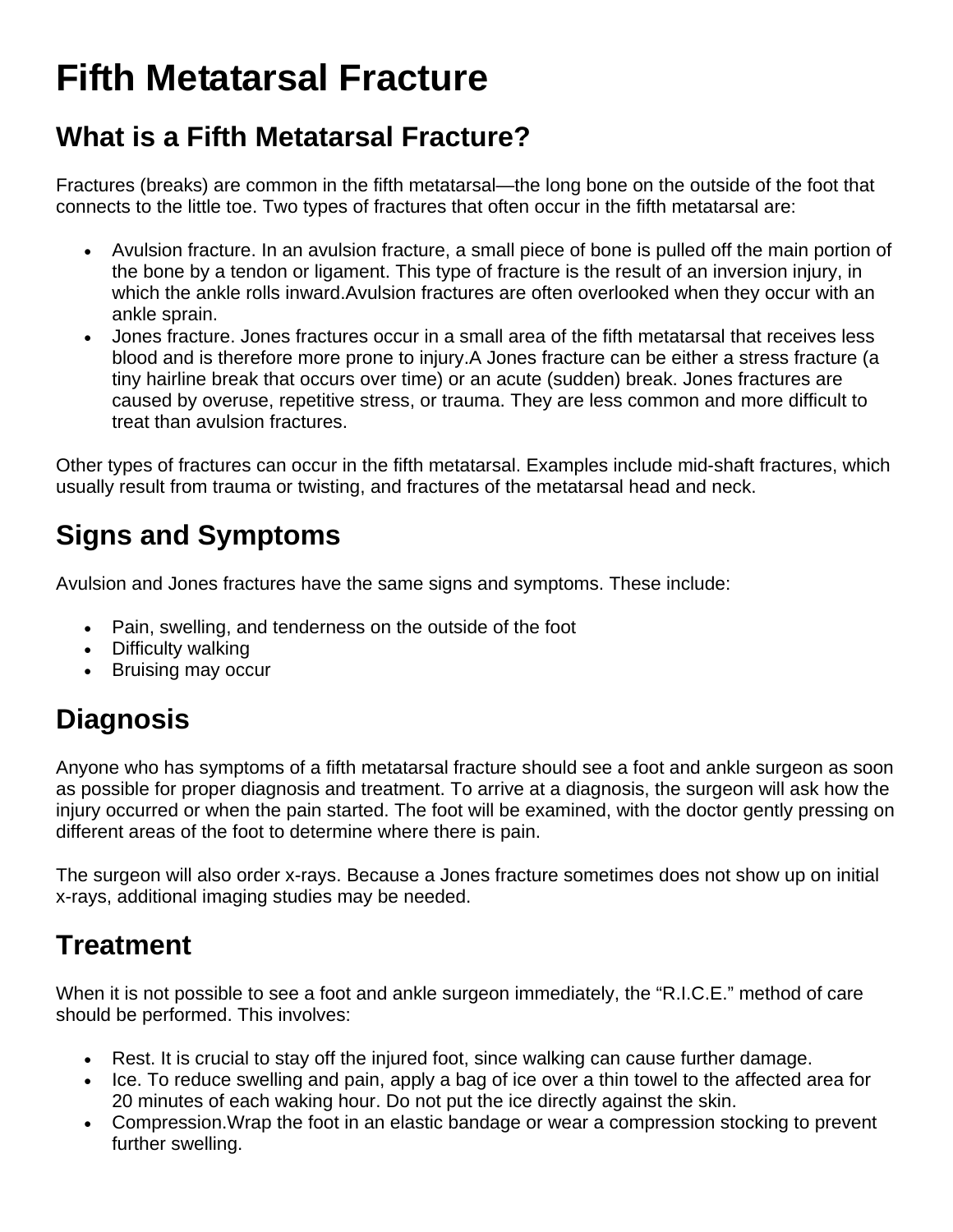# Fifth Metatarsal Fracture

## What is a Fifth Metatarsal Fracture?

Fractures (breaks) are common in the fifth metatarsal—the long bone on the outside of the foot that connects to the little toe. Two types of fractures that often occur in the fifth metatarsal are:

- Avulsion fracture. In an avulsion fracture, a small piece of bone is pulled off the main portion of the bone by a tendon or ligament. This type of fracture is the result of an inversion injury, in which the ankle rolls inward.Avulsion fractures are often overlooked when they occur with an ankle sprain.
- Jones fracture. Jones fractures occur in a small area of the fifth metatarsal that receives less blood and is therefore more prone to injury.A Jones fracture can be either a stress fracture (a tiny hairline break that occurs over time) or an acute (sudden) break. Jones fractures are caused by overuse, repetitive stress, or trauma. They are less common and more difficult to treat than avulsion fractures.

Other types of fractures can occur in the fifth metatarsal. Examples include mid-shaft fractures, which usually result from trauma or twisting, and fractures of the metatarsal head and neck.

## Signs and Symptoms

Avulsion and Jones fractures have the same signs and symptoms. These include:

- Pain, swelling, and tenderness on the outside of the foot
- Difficulty walking
- Bruising may occur

## Diagnosis

Anyone who has symptoms of a fifth metatarsal fracture should see a foot and ankle surgeon as soon as possible for proper diagnosis and treatment. To arrive at a diagnosis, the surgeon will ask how the injury occurred or when the pain started. The foot will be examined, with the doctor gently pressing on different areas of the foot to determine where there is pain.

The surgeon will also order x-rays. Because a Jones fracture sometimes does not show up on initial x-rays, additional imaging studies may be needed.

## Treatment

When it is not possible to see a foot and ankle surgeon immediately, the "R.I.C.E." method of care should be performed. This involves:

- Rest. It is crucial to stay off the injured foot, since walking can cause further damage.
- Ice. To reduce swelling and pain, apply a bag of ice over a thin towel to the affected area for 20 minutes of each waking hour. Do not put the ice directly against the skin.
- Compression.Wrap the foot in an elastic bandage or wear a compression stocking to prevent further swelling.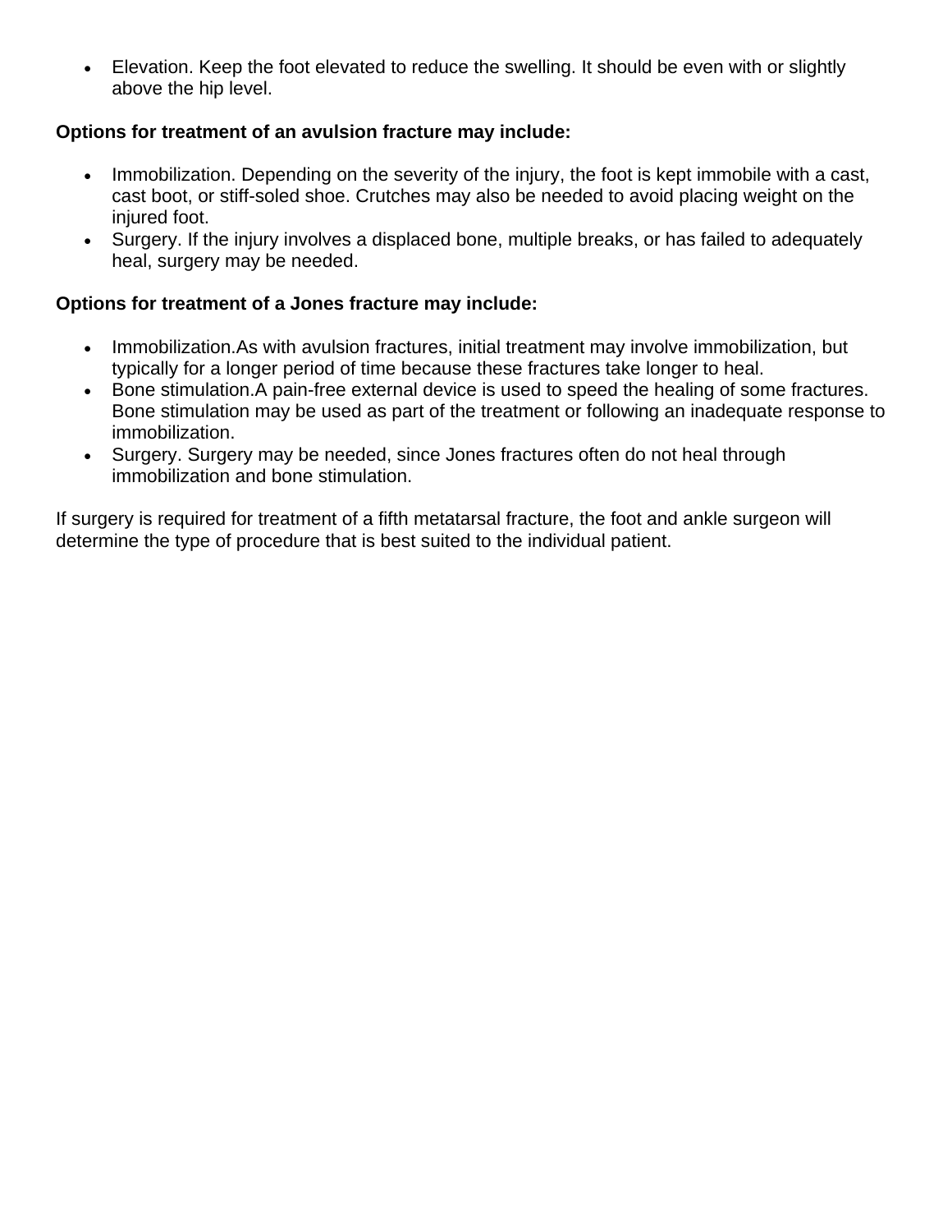- Elevation. Keep the foot elevated to reduce the swelling. It should be even with or slightly above the hip level.

**Options for treatment of an avulsion fracture may include:**

- Immobilization. Depending on the severity of the injury, the foot is kept immobile with a cast, cast boot, or stiff-soled shoe. Crutches may also be needed to avoid placing weight on the injured foot.
- Surgery. If the injury involves a displaced bone, multiple breaks, or has failed to adequately heal, surgery may be needed.

**Options for treatment of a Jones fracture may include:**

- Immobilization.As with avulsion fractures, initial treatment may involve immobilization, but typically for a longer period of time because these fractures take longer to heal.
- Bone stimulation.A pain-free external device is used to speed the healing of some fractures. Bone stimulation may be used as part of the treatment or following an inadequate response to immobilization.
- Surgery. Surgery may be needed, since Jones fractures often do not heal through immobilization and bone stimulation.

If surgery is required for treatment of a fifth metatarsal fracture, the foot and ankle surgeon will determine the type of procedure that is best suited to the individual patient.